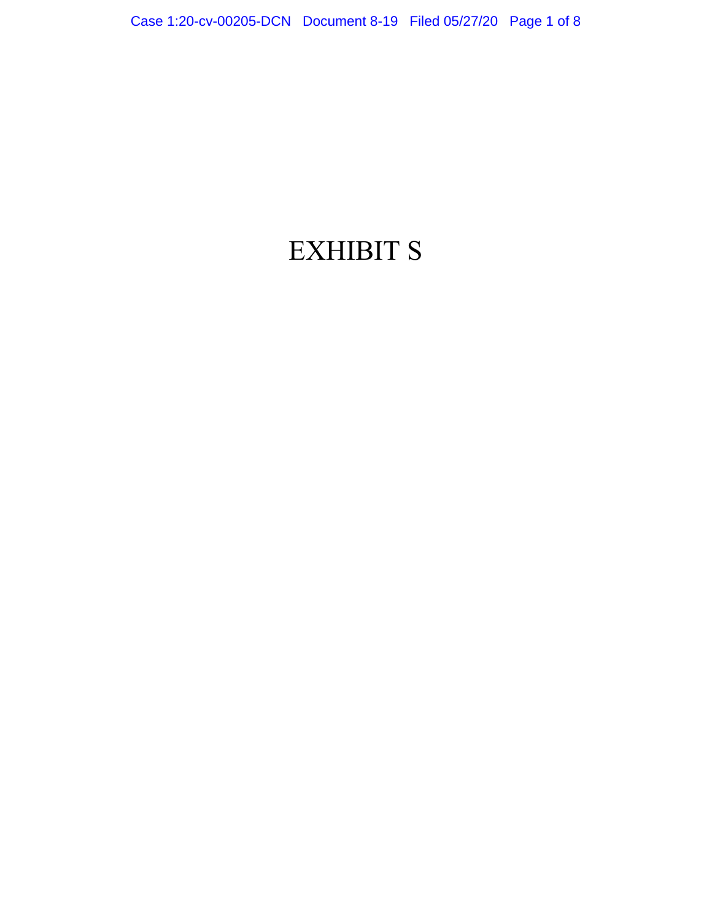# EXHIBIT S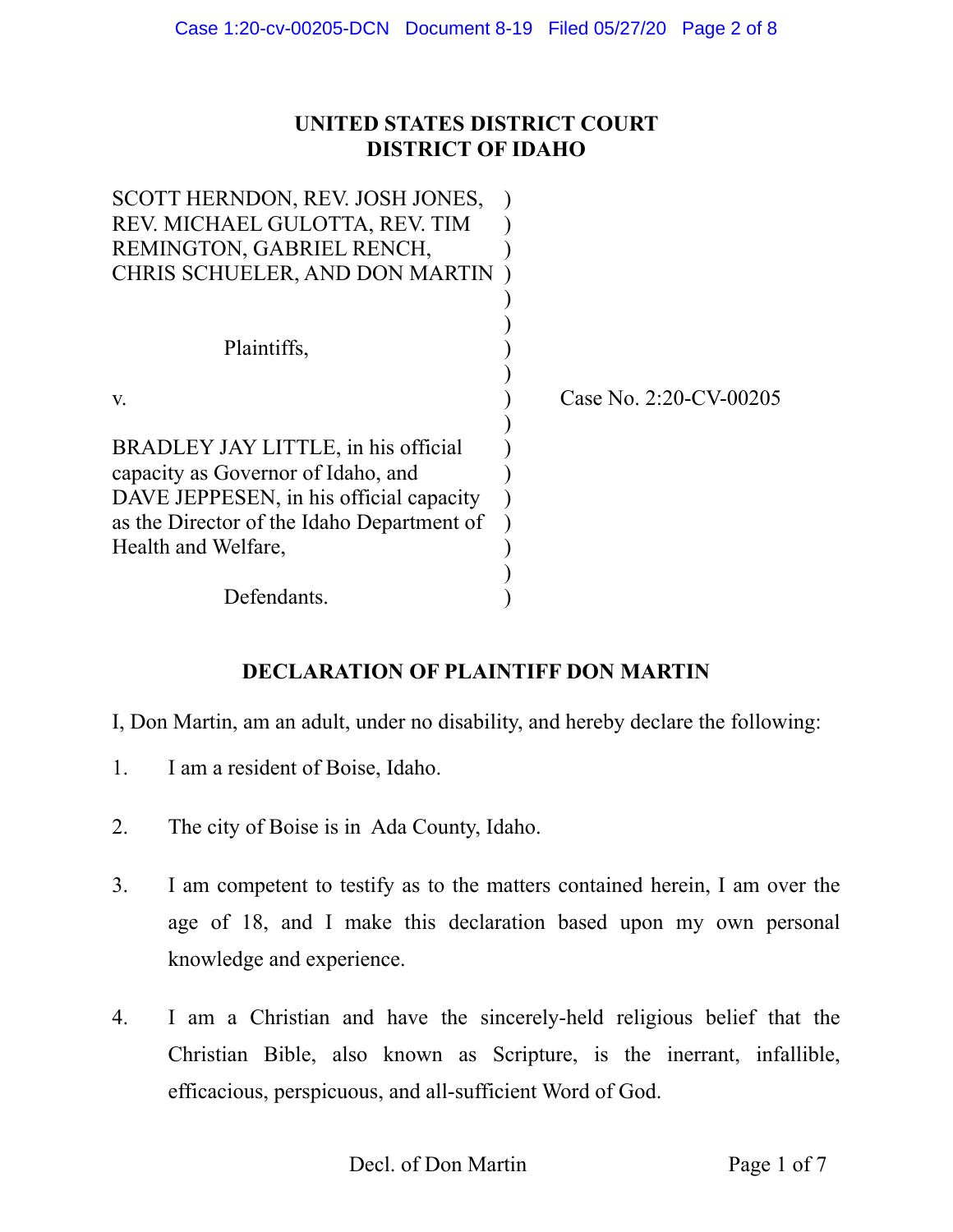**UNITED STATES DISTRICT COURT**
**DISTRICT OF IDAHO**

SCOTT HERNDON, REV. JOSH JONES, REV. MICHAEL GULOTTA, REV. TIM REMINGTON, GABRIEL RENCH, CHRIS SCHUELER, AND DON MARTIN

Plaintiffs,

v.

BRADLEY JAY LITTLE, in his official capacity as Governor of Idaho, and DAVE JEPPESEN, in his official capacity as the Director of the Idaho Department of Health and Welfare,

Defendants.

Case No. 2:20-CV-00205

## DECLARATION OF PLAINTIFF DON MARTIN

I, Don Martin, am an adult, under no disability, and hereby declare the following:

1. I am a resident of Boise, Idaho.
2. The city of Boise is in Ada County, Idaho.
3. I am competent to testify as to the matters contained herein, I am over the age of 18, and I make this declaration based upon my own personal knowledge and experience.
4. I am a Christian and have the sincerely-held religious belief that the Christian Bible, also known as Scripture, is the inerrant, infallible, efficacious, perspicuous, and all-sufficient Word of God.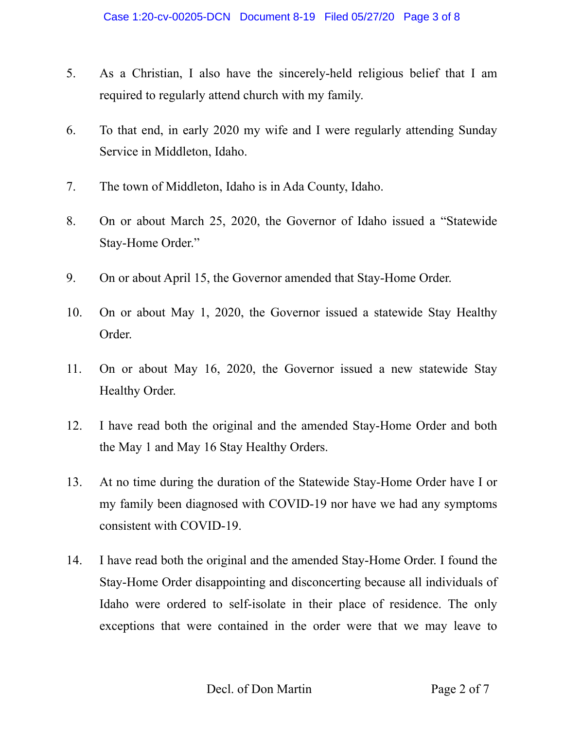5. As a Christian, I also have the sincerely-held religious belief that I am required to regularly attend church with my family.

6. To that end, in early 2020 my wife and I were regularly attending Sunday Service in Middleton, Idaho.

7. The town of Middleton, Idaho is in Ada County, Idaho.

8. On or about March 25, 2020, the Governor of Idaho issued a "Statewide Stay-Home Order."

9. On or about April 15, the Governor amended that Stay-Home Order.

10. On or about May 1, 2020, the Governor issued a statewide Stay Healthy Order.

11. On or about May 16, 2020, the Governor issued a new statewide Stay Healthy Order.

12. I have read both the original and the amended Stay-Home Order and both the May 1 and May 16 Stay Healthy Orders.

13. At no time during the duration of the Statewide Stay-Home Order have I or my family been diagnosed with COVID-19 nor have we had any symptoms consistent with COVID-19.

14. I have read both the original and the amended Stay-Home Order. I found the Stay-Home Order disappointing and disconcerting because all individuals of Idaho were ordered to self-isolate in their place of residence. The only exceptions that were contained in the order were that we may leave to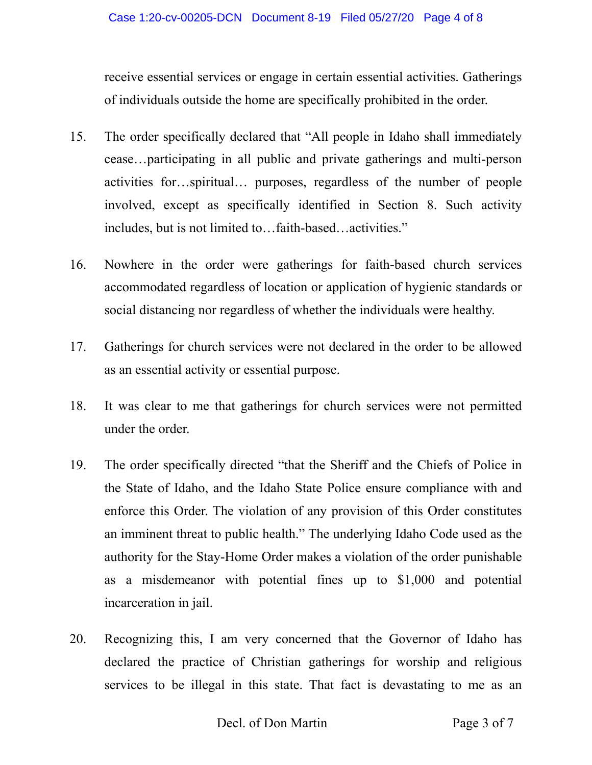receive essential services or engage in certain essential activities. Gatherings of individuals outside the home are specifically prohibited in the order.

15. The order specifically declared that "All people in Idaho shall immediately cease…participating in all public and private gatherings and multi-person activities for…spiritual… purposes, regardless of the number of people involved, except as specifically identified in Section 8. Such activity includes, but is not limited to…faith-based…activities."

16. Nowhere in the order were gatherings for faith-based church services accommodated regardless of location or application of hygienic standards or social distancing nor regardless of whether the individuals were healthy.

17. Gatherings for church services were not declared in the order to be allowed as an essential activity or essential purpose.

18. It was clear to me that gatherings for church services were not permitted under the order.

19. The order specifically directed "that the Sheriff and the Chiefs of Police in the State of Idaho, and the Idaho State Police ensure compliance with and enforce this Order. The violation of any provision of this Order constitutes an imminent threat to public health." The underlying Idaho Code used as the authority for the Stay-Home Order makes a violation of the order punishable as a misdemeanor with potential fines up to $1,000 and potential incarceration in jail.

20. Recognizing this, I am very concerned that the Governor of Idaho has declared the practice of Christian gatherings for worship and religious services to be illegal in this state. That fact is devastating to me as an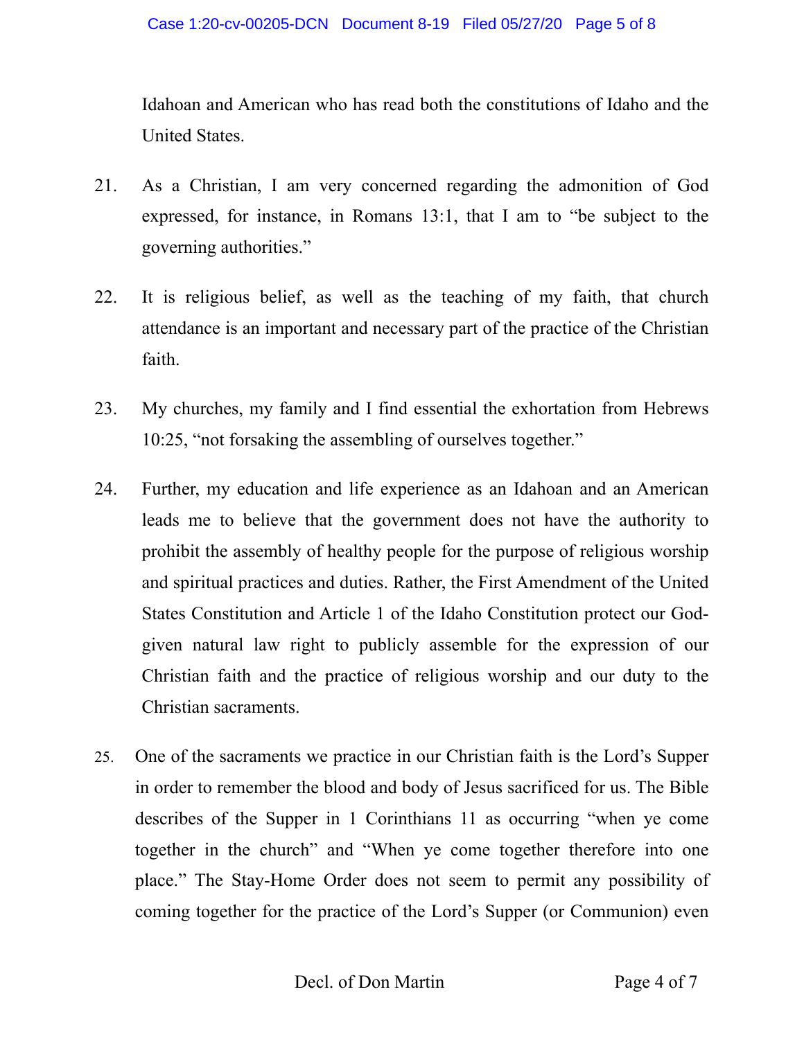Idahoan and American who has read both the constitutions of Idaho and the United States.

21. As a Christian, I am very concerned regarding the admonition of God expressed, for instance, in Romans 13:1, that I am to "be subject to the governing authorities."

22. It is religious belief, as well as the teaching of my faith, that church attendance is an important and necessary part of the practice of the Christian faith.

23. My churches, my family and I find essential the exhortation from Hebrews 10:25, "not forsaking the assembling of ourselves together."

24. Further, my education and life experience as an Idahoan and an American leads me to believe that the government does not have the authority to prohibit the assembly of healthy people for the purpose of religious worship and spiritual practices and duties. Rather, the First Amendment of the United States Constitution and Article 1 of the Idaho Constitution protect our God-given natural law right to publicly assemble for the expression of our Christian faith and the practice of religious worship and our duty to the Christian sacraments.

25. One of the sacraments we practice in our Christian faith is the Lord's Supper in order to remember the blood and body of Jesus sacrificed for us. The Bible describes of the Supper in 1 Corinthians 11 as occurring "when ye come together in the church" and "When ye come together therefore into one place." The Stay-Home Order does not seem to permit any possibility of coming together for the practice of the Lord's Supper (or Communion) even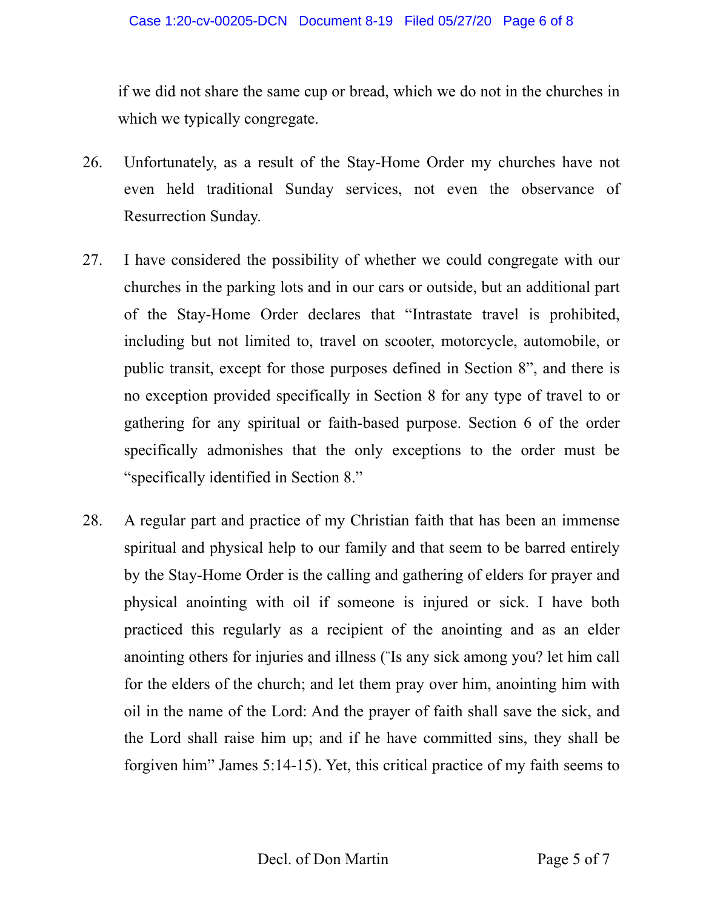if we did not share the same cup or bread, which we do not in the churches in which we typically congregate.

26. Unfortunately, as a result of the Stay-Home Order my churches have not even held traditional Sunday services, not even the observance of Resurrection Sunday.

27. I have considered the possibility of whether we could congregate with our churches in the parking lots and in our cars or outside, but an additional part of the Stay-Home Order declares that "Intrastate travel is prohibited, including but not limited to, travel on scooter, motorcycle, automobile, or public transit, except for those purposes defined in Section 8", and there is no exception provided specifically in Section 8 for any type of travel to or gathering for any spiritual or faith-based purpose. Section 6 of the order specifically admonishes that the only exceptions to the order must be "specifically identified in Section 8."

28. A regular part and practice of my Christian faith that has been an immense spiritual and physical help to our family and that seem to be barred entirely by the Stay-Home Order is the calling and gathering of elders for prayer and physical anointing with oil if someone is injured or sick. I have both practiced this regularly as a recipient of the anointing and as an elder anointing others for injuries and illness ("Is any sick among you? let him call for the elders of the church; and let them pray over him, anointing him with oil in the name of the Lord: And the prayer of faith shall save the sick, and the Lord shall raise him up; and if he have committed sins, they shall be forgiven him" James 5:14-15). Yet, this critical practice of my faith seems to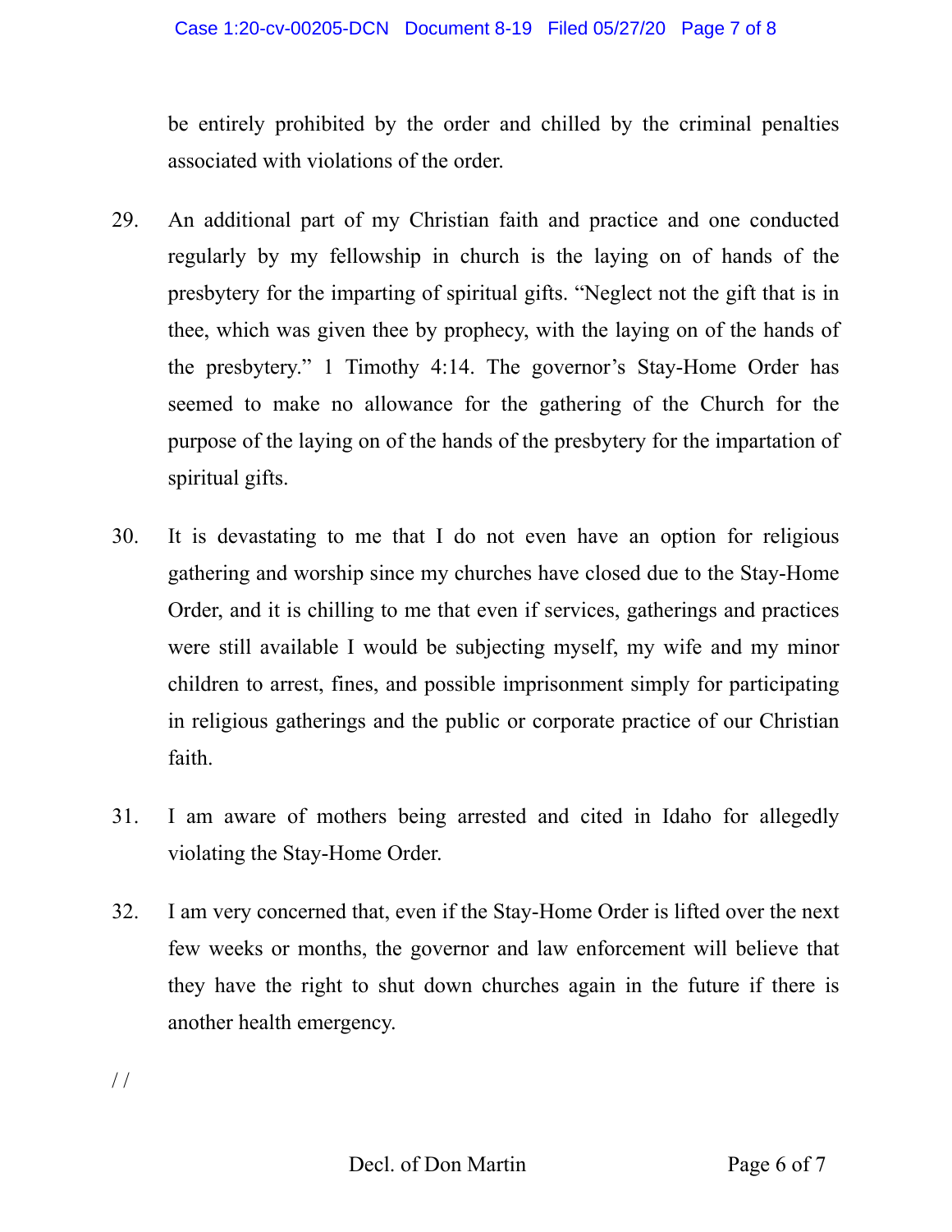be entirely prohibited by the order and chilled by the criminal penalties associated with violations of the order.

29. An additional part of my Christian faith and practice and one conducted regularly by my fellowship in church is the laying on of hands of the presbytery for the imparting of spiritual gifts. "Neglect not the gift that is in thee, which was given thee by prophecy, with the laying on of the hands of the presbytery." 1 Timothy 4:14. The governor's Stay-Home Order has seemed to make no allowance for the gathering of the Church for the purpose of the laying on of the hands of the presbytery for the impartation of spiritual gifts.

30. It is devastating to me that I do not even have an option for religious gathering and worship since my churches have closed due to the Stay-Home Order, and it is chilling to me that even if services, gatherings and practices were still available I would be subjecting myself, my wife and my minor children to arrest, fines, and possible imprisonment simply for participating in religious gatherings and the public or corporate practice of our Christian faith.

31. I am aware of mothers being arrested and cited in Idaho for allegedly violating the Stay-Home Order.

32. I am very concerned that, even if the Stay-Home Order is lifted over the next few weeks or months, the governor and law enforcement will believe that they have the right to shut down churches again in the future if there is another health emergency.

/ /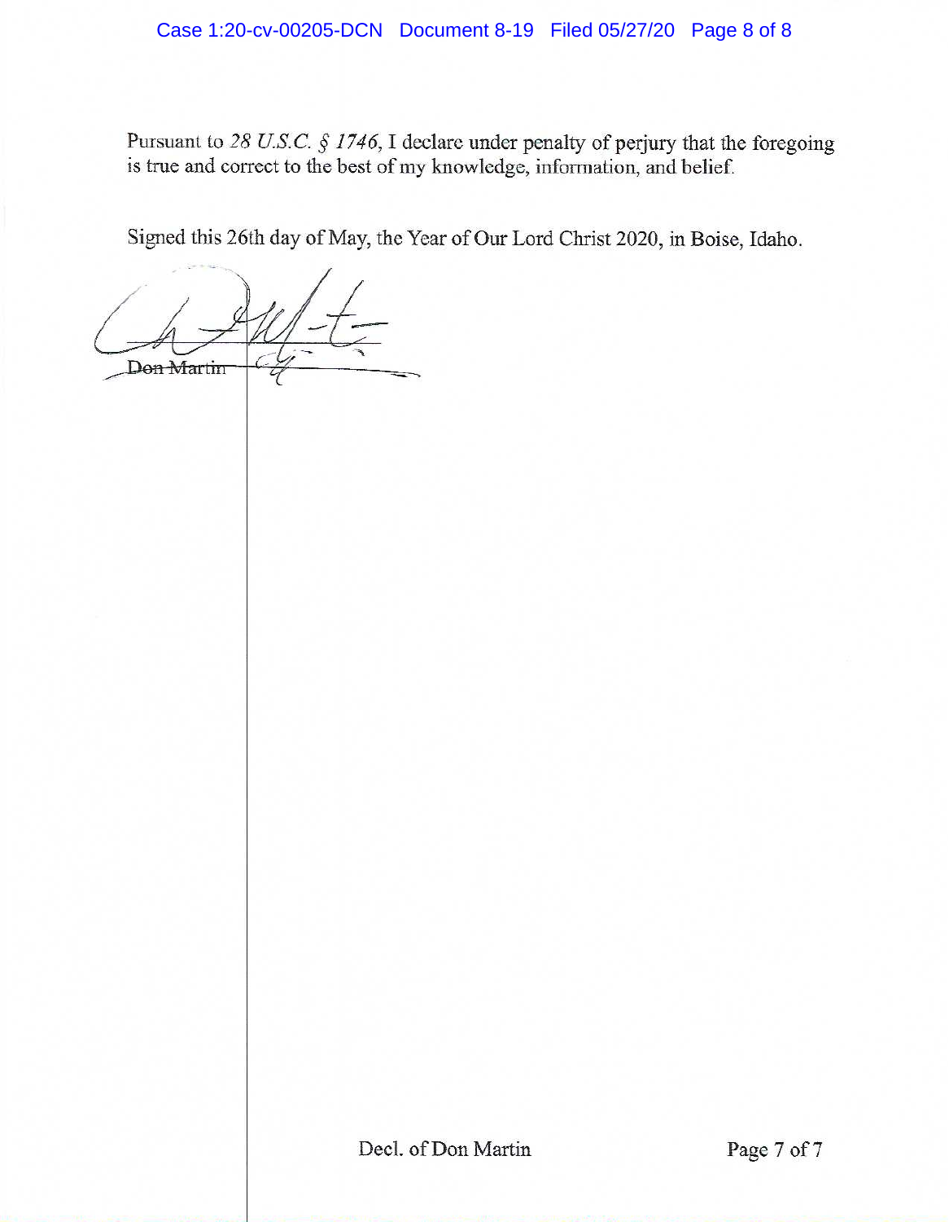Pursuant to *28 U.S.C. § 1746*, I declare under penalty of perjury that the foregoing is true and correct to the best of my knowledge, information, and belief.

Signed this 26th day of May, the Year of Our Lord Christ 2020, in Boise, Idaho.

Don Martin

Decl. of Don Martin